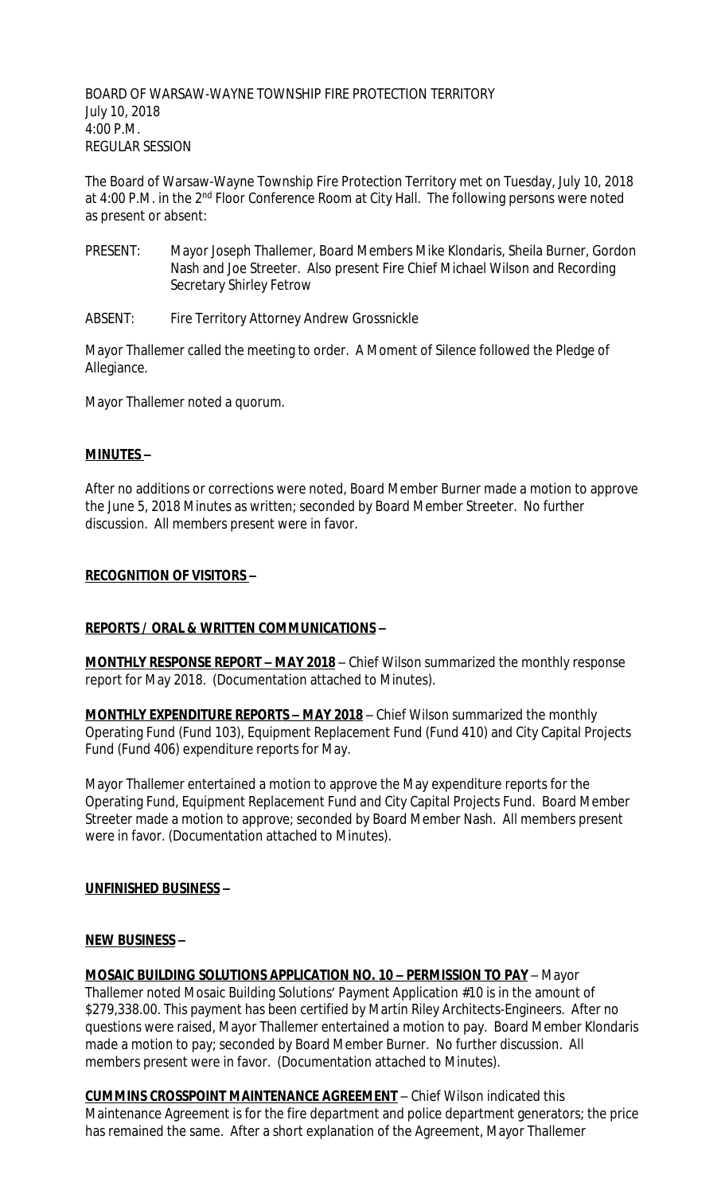BOARD OF WARSAW-WAYNE TOWNSHIP FIRE PROTECTION TERRITORY
July 10, 2018
4:00 P.M.
REGULAR SESSION

The Board of Warsaw-Wayne Township Fire Protection Territory met on Tuesday, July 10, 2018 at 4:00 P.M. in the 2nd Floor Conference Room at City Hall. The following persons were noted as present or absent:

PRESENT: Mayor Joseph Thallemer, Board Members Mike Klondaris, Sheila Burner, Gordon Nash and Joe Streeter. Also present Fire Chief Michael Wilson and Recording Secretary Shirley Fetrow

ABSENT: Fire Territory Attorney Andrew Grossnickle

Mayor Thallemer called the meeting to order. A Moment of Silence followed the Pledge of Allegiance.

Mayor Thallemer noted a quorum.

**MINUTES –**

After no additions or corrections were noted, Board Member Burner made a motion to approve the June 5, 2018 Minutes as written; seconded by Board Member Streeter. No further discussion. All members present were in favor.

**RECOGNITION OF VISITORS –**

**REPORTS / ORAL & WRITTEN COMMUNICATIONS –**

**MONTHLY RESPONSE REPORT – MAY 2018** – Chief Wilson summarized the monthly response report for May 2018. (Documentation attached to Minutes).

**MONTHLY EXPENDITURE REPORTS – MAY 2018** – Chief Wilson summarized the monthly Operating Fund (Fund 103), Equipment Replacement Fund (Fund 410) and City Capital Projects Fund (Fund 406) expenditure reports for May.

Mayor Thallemer entertained a motion to approve the May expenditure reports for the Operating Fund, Equipment Replacement Fund and City Capital Projects Fund. Board Member Streeter made a motion to approve; seconded by Board Member Nash. All members present were in favor. (Documentation attached to Minutes).

**UNFINISHED BUSINESS –**

**NEW BUSINESS –**

**MOSAIC BUILDING SOLUTIONS APPLICATION NO. 10 – PERMISSION TO PAY** – Mayor Thallemer noted Mosaic Building Solutions' Payment Application #10 is in the amount of $279,338.00. This payment has been certified by Martin Riley Architects-Engineers. After no questions were raised, Mayor Thallemer entertained a motion to pay. Board Member Klondaris made a motion to pay; seconded by Board Member Burner. No further discussion. All members present were in favor. (Documentation attached to Minutes).

**CUMMINS CROSSPOINT MAINTENANCE AGREEMENT** – Chief Wilson indicated this Maintenance Agreement is for the fire department and police department generators; the price has remained the same. After a short explanation of the Agreement, Mayor Thallemer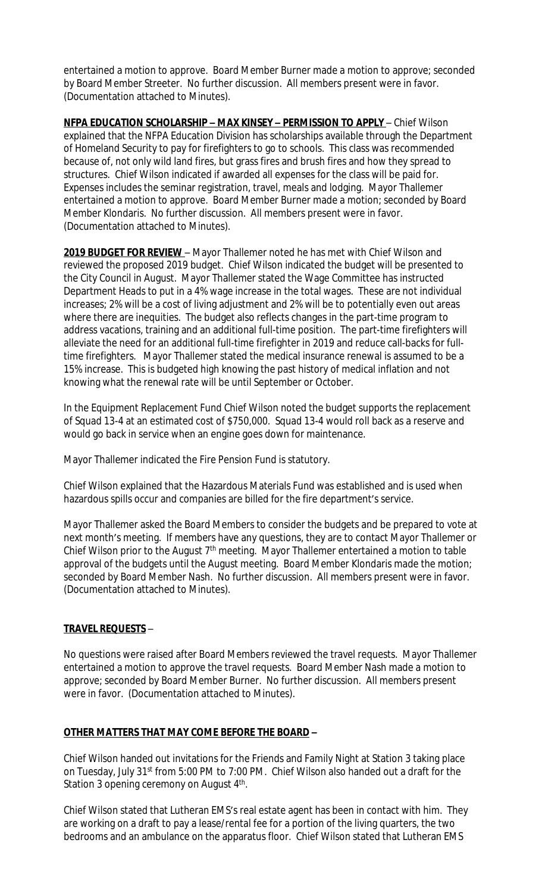entertained a motion to approve. Board Member Burner made a motion to approve; seconded by Board Member Streeter. No further discussion. All members present were in favor. (Documentation attached to Minutes).

**NFPA EDUCATION SCHOLARSHIP – MAX KINSEY – PERMISSION TO APPLY** – Chief Wilson explained that the NFPA Education Division has scholarships available through the Department of Homeland Security to pay for firefighters to go to schools. This class was recommended because of, not only wild land fires, but grass fires and brush fires and how they spread to structures. Chief Wilson indicated if awarded all expenses for the class will be paid for. Expenses includes the seminar registration, travel, meals and lodging. Mayor Thallemer entertained a motion to approve. Board Member Burner made a motion; seconded by Board Member Klondaris. No further discussion. All members present were in favor. (Documentation attached to Minutes).

**2019 BUDGET FOR REVIEW** – Mayor Thallemer noted he has met with Chief Wilson and reviewed the proposed 2019 budget. Chief Wilson indicated the budget will be presented to the City Council in August. Mayor Thallemer stated the Wage Committee has instructed Department Heads to put in a 4% wage increase in the total wages. These are not individual increases; 2% will be a cost of living adjustment and 2% will be to potentially even out areas where there are inequities. The budget also reflects changes in the part-time program to address vacations, training and an additional full-time position. The part-time firefighters will alleviate the need for an additional full-time firefighter in 2019 and reduce call-backs for full-time firefighters. Mayor Thallemer stated the medical insurance renewal is assumed to be a 15% increase. This is budgeted high knowing the past history of medical inflation and not knowing what the renewal rate will be until September or October.

In the Equipment Replacement Fund Chief Wilson noted the budget supports the replacement of Squad 13-4 at an estimated cost of $750,000. Squad 13-4 would roll back as a reserve and would go back in service when an engine goes down for maintenance.

Mayor Thallemer indicated the Fire Pension Fund is statutory.

Chief Wilson explained that the Hazardous Materials Fund was established and is used when hazardous spills occur and companies are billed for the fire department's service.

Mayor Thallemer asked the Board Members to consider the budgets and be prepared to vote at next month's meeting. If members have any questions, they are to contact Mayor Thallemer or Chief Wilson prior to the August 7th meeting. Mayor Thallemer entertained a motion to table approval of the budgets until the August meeting. Board Member Klondaris made the motion; seconded by Board Member Nash. No further discussion. All members present were in favor. (Documentation attached to Minutes).

**TRAVEL REQUESTS** –

No questions were raised after Board Members reviewed the travel requests. Mayor Thallemer entertained a motion to approve the travel requests. Board Member Nash made a motion to approve; seconded by Board Member Burner. No further discussion. All members present were in favor. (Documentation attached to Minutes).

**OTHER MATTERS THAT MAY COME BEFORE THE BOARD** –

Chief Wilson handed out invitations for the Friends and Family Night at Station 3 taking place on Tuesday, July 31st from 5:00 PM to 7:00 PM. Chief Wilson also handed out a draft for the Station 3 opening ceremony on August 4th.

Chief Wilson stated that Lutheran EMS's real estate agent has been in contact with him. They are working on a draft to pay a lease/rental fee for a portion of the living quarters, the two bedrooms and an ambulance on the apparatus floor. Chief Wilson stated that Lutheran EMS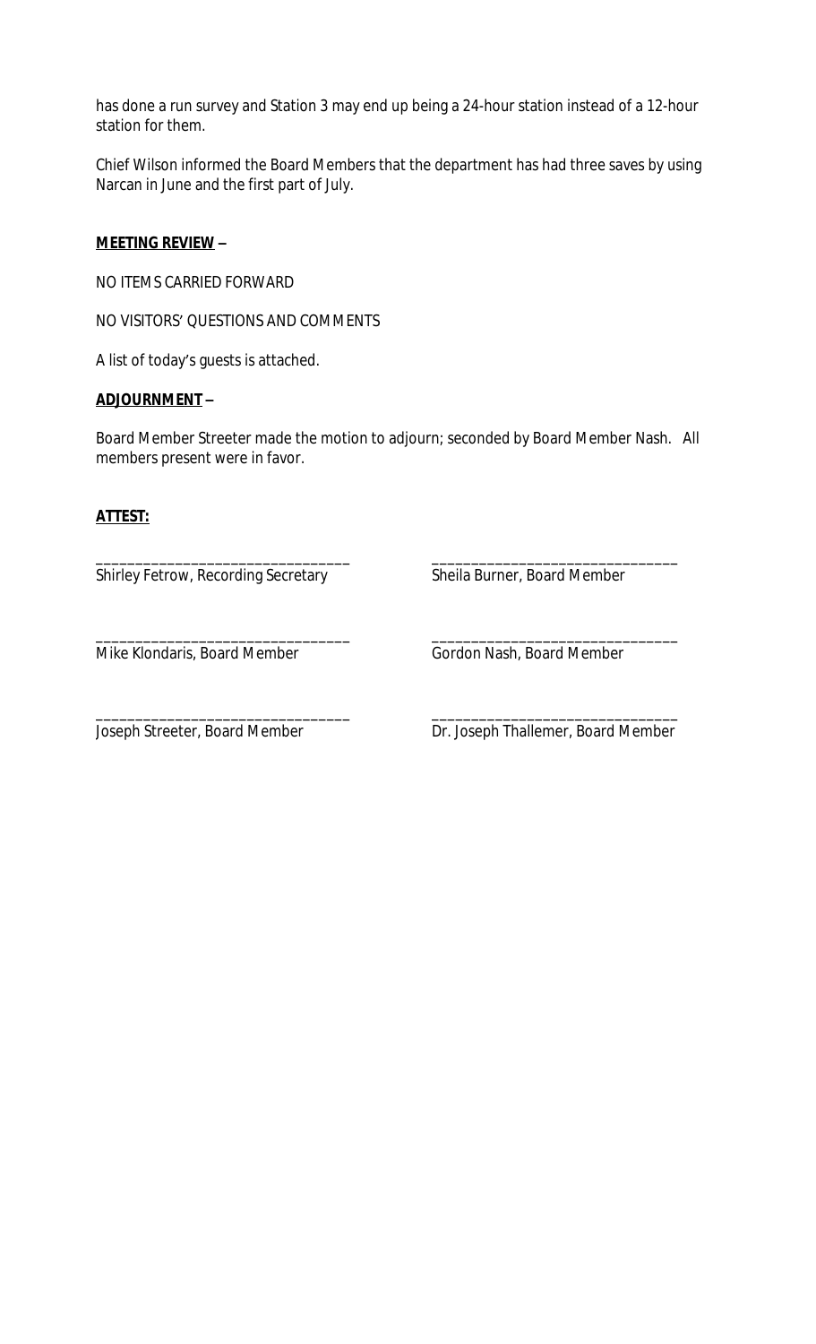has done a run survey and Station 3 may end up being a 24-hour station instead of a 12-hour station for them.

Chief Wilson informed the Board Members that the department has had three saves by using Narcan in June and the first part of July.

**MEETING REVIEW** –

NO ITEMS CARRIED FORWARD

NO VISITORS' QUESTIONS AND COMMENTS

A list of today's guests is attached.

**ADJOURNMENT** –

Board Member Streeter made the motion to adjourn; seconded by Board Member Nash. All members present were in favor.

**ATTEST:**

| | |
|---|---|
| ________________________________ | ________________________________ |
| Shirley Fetrow, Recording Secretary | Sheila Burner, Board Member |
| ________________________________ | ________________________________ |
| Mike Klondaris, Board Member | Gordon Nash, Board Member |
| ________________________________ | ________________________________ |
| Joseph Streeter, Board Member | Dr. Joseph Thallemer, Board Member |